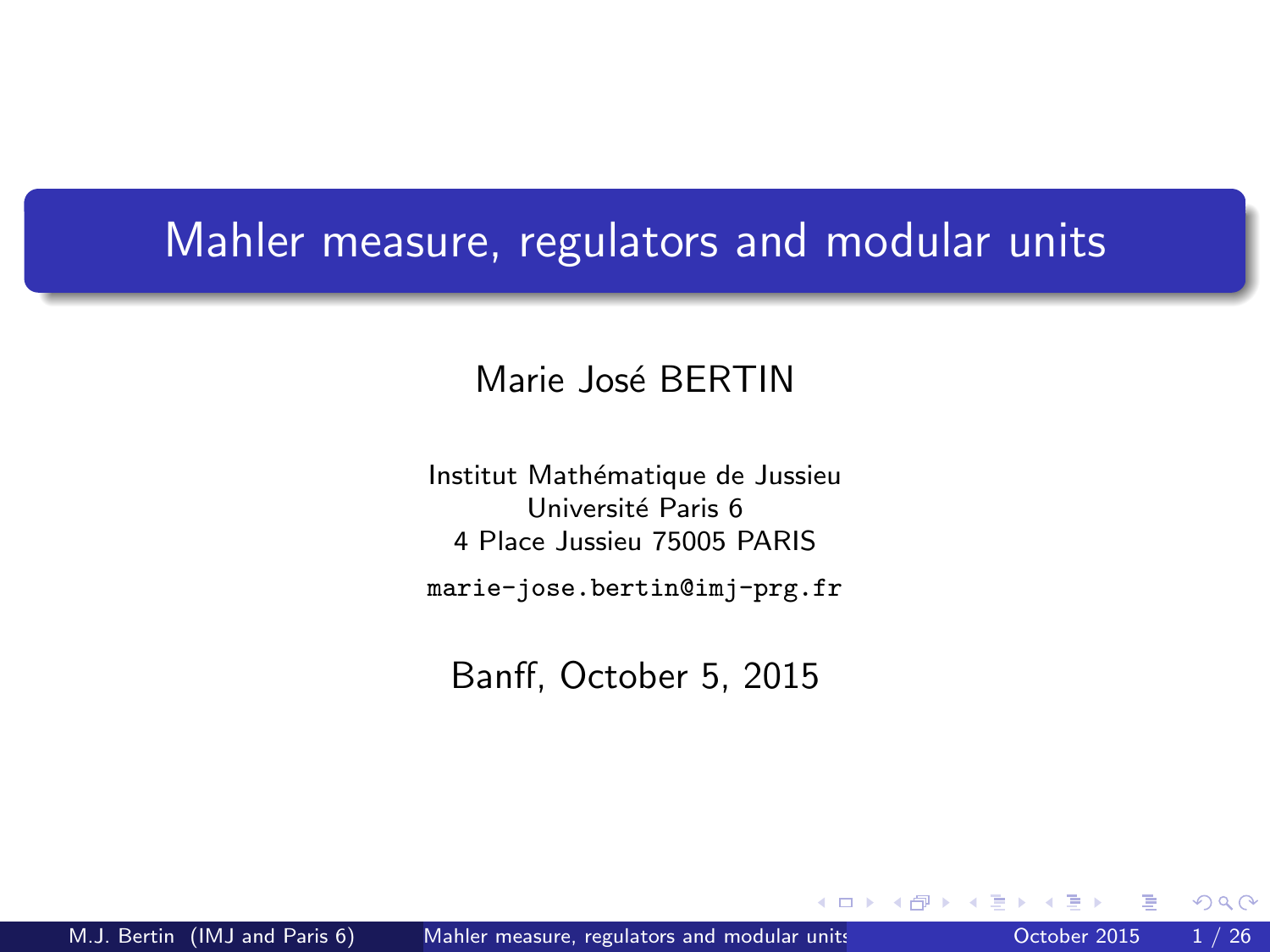# Mahler measure, regulators and modular units

Marie José BERTIN

Institut Mathématique de Jussieu
Université Paris 6
4 Place Jussieu 75005 PARIS

marie-jose.bertin@imj-prg.fr

Banff, October 5, 2015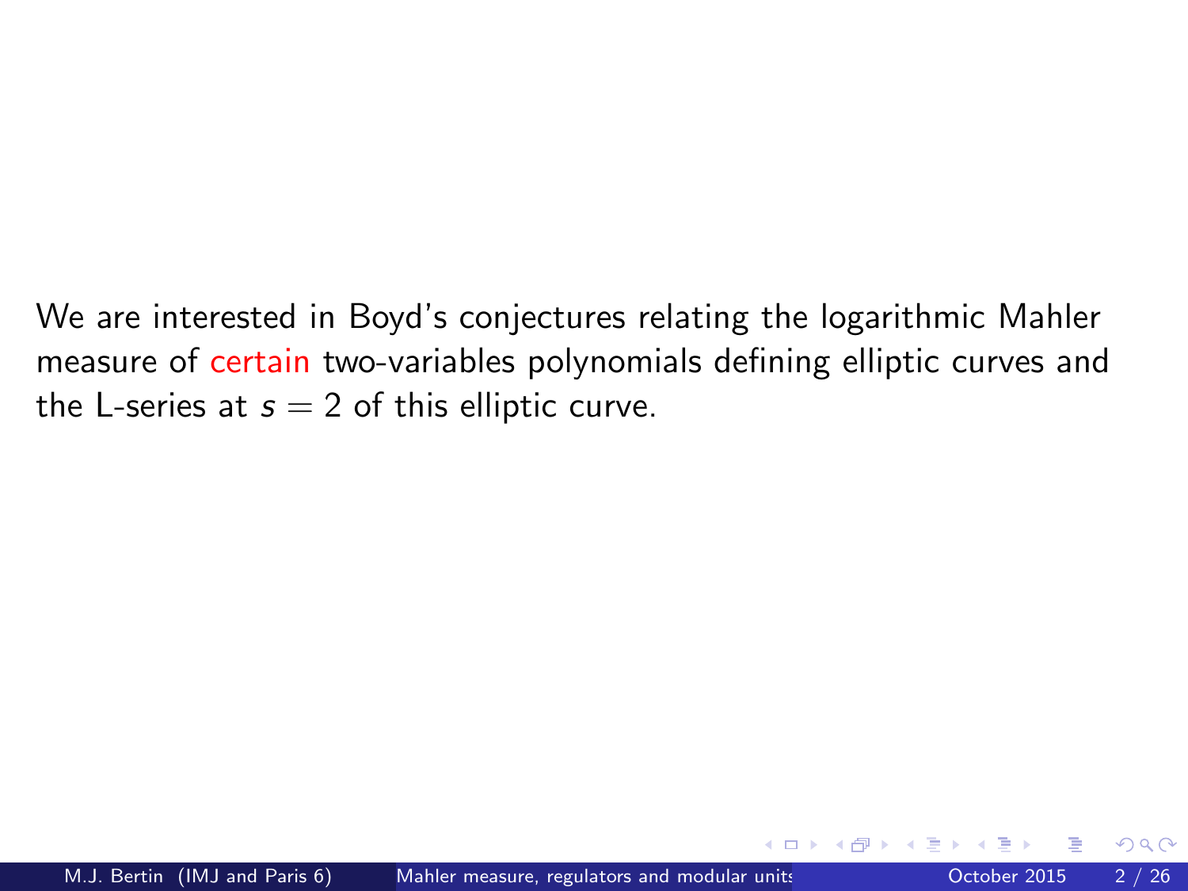We are interested in Boyd's conjectures relating the logarithmic Mahler measure of certain two-variables polynomials defining elliptic curves and the L-series at $s = 2$ of this elliptic curve.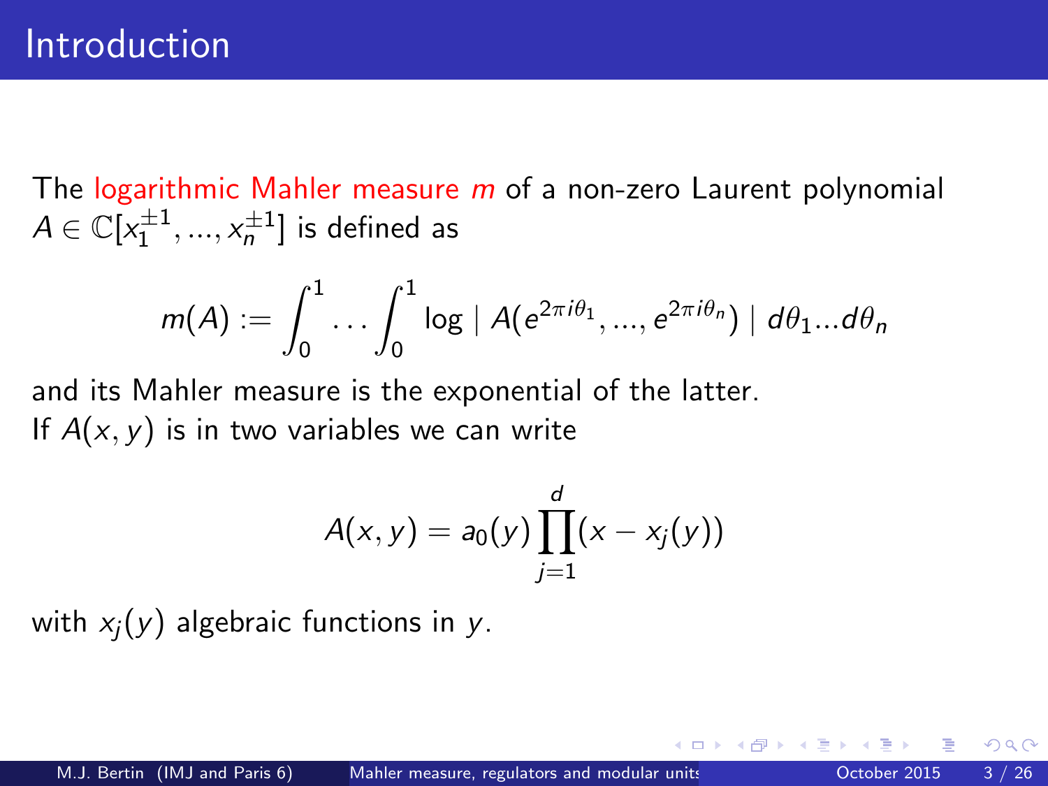# Introduction

The logarithmic Mahler measure $m$ of a non-zero Laurent polynomial $A \in \mathbb{C}[x_1^{\pm 1}, ..., x_n^{\pm 1}]$ is defined as

$$m(A) := \int_0^1 \dots \int_0^1 \log \mid A(e^{2\pi i\theta_1}, ..., e^{2\pi i\theta_n}) \mid d\theta_1 ... d\theta_n$$

and its Mahler measure is the exponential of the latter.
If $A(x, y)$ is in two variables we can write

$$A(x, y) = a_0(y) \prod_{j=1}^{d} (x - x_j(y))$$

with $x_j(y)$ algebraic functions in $y$.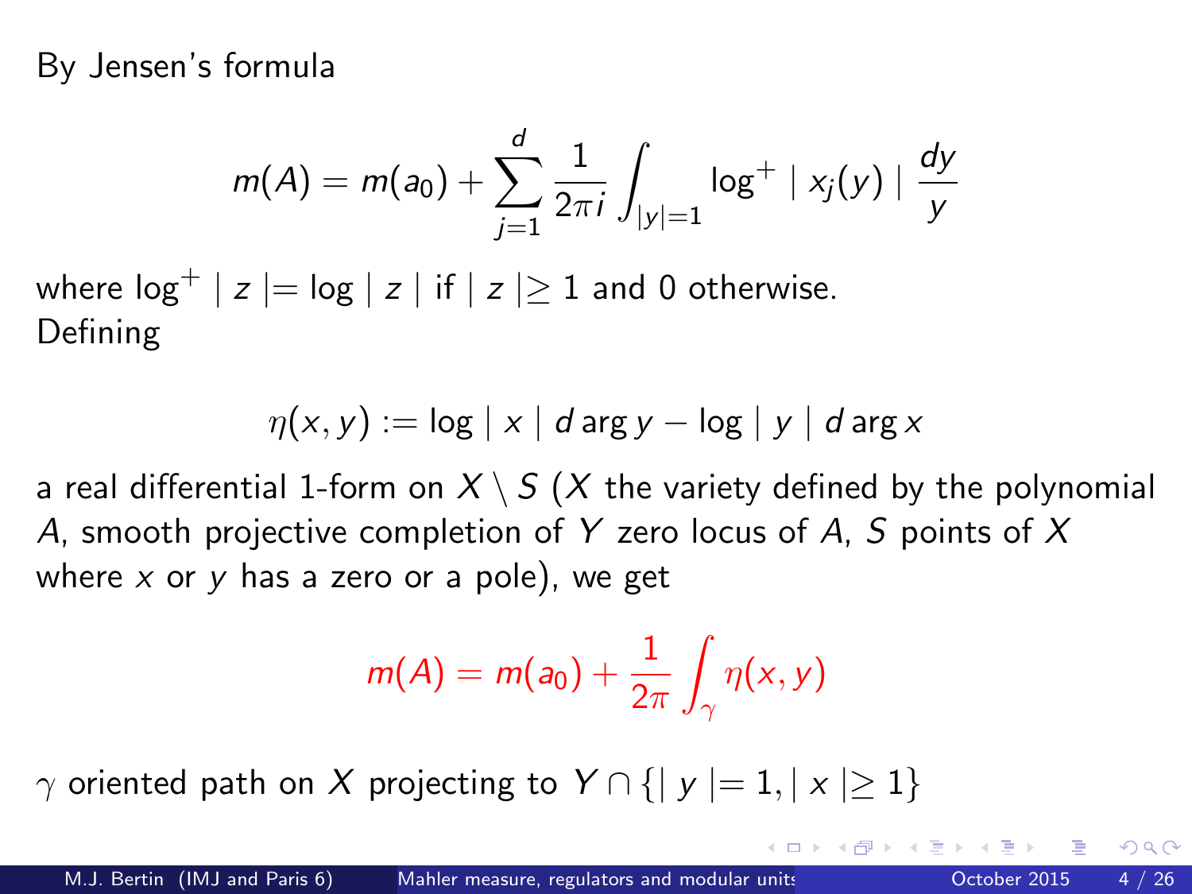By Jensen's formula

$$m(A) = m(a_0) + \sum_{j=1}^{d} \frac{1}{2\pi i} \int_{|y|=1} \log^+ \mid x_j(y) \mid \frac{dy}{y}$$

where $\log^+ \mid z \mid = \log \mid z \mid$ if $\mid z \mid \geq 1$ and 0 otherwise.
Defining

$$\eta(x, y) := \log \mid x \mid d \arg y - \log \mid y \mid d \arg x$$

a real differential 1-form on $X \setminus S$ ($X$ the variety defined by the polynomial $A$, smooth projective completion of $Y$ zero locus of $A$, $S$ points of $X$ where $x$ or $y$ has a zero or a pole), we get

$$m(A) = m(a_0) + \frac{1}{2\pi} \int_{\gamma} \eta(x, y)$$

$\gamma$ oriented path on $X$ projecting to $Y \cap \{\mid y \mid = 1, \mid x \mid \geq 1\}$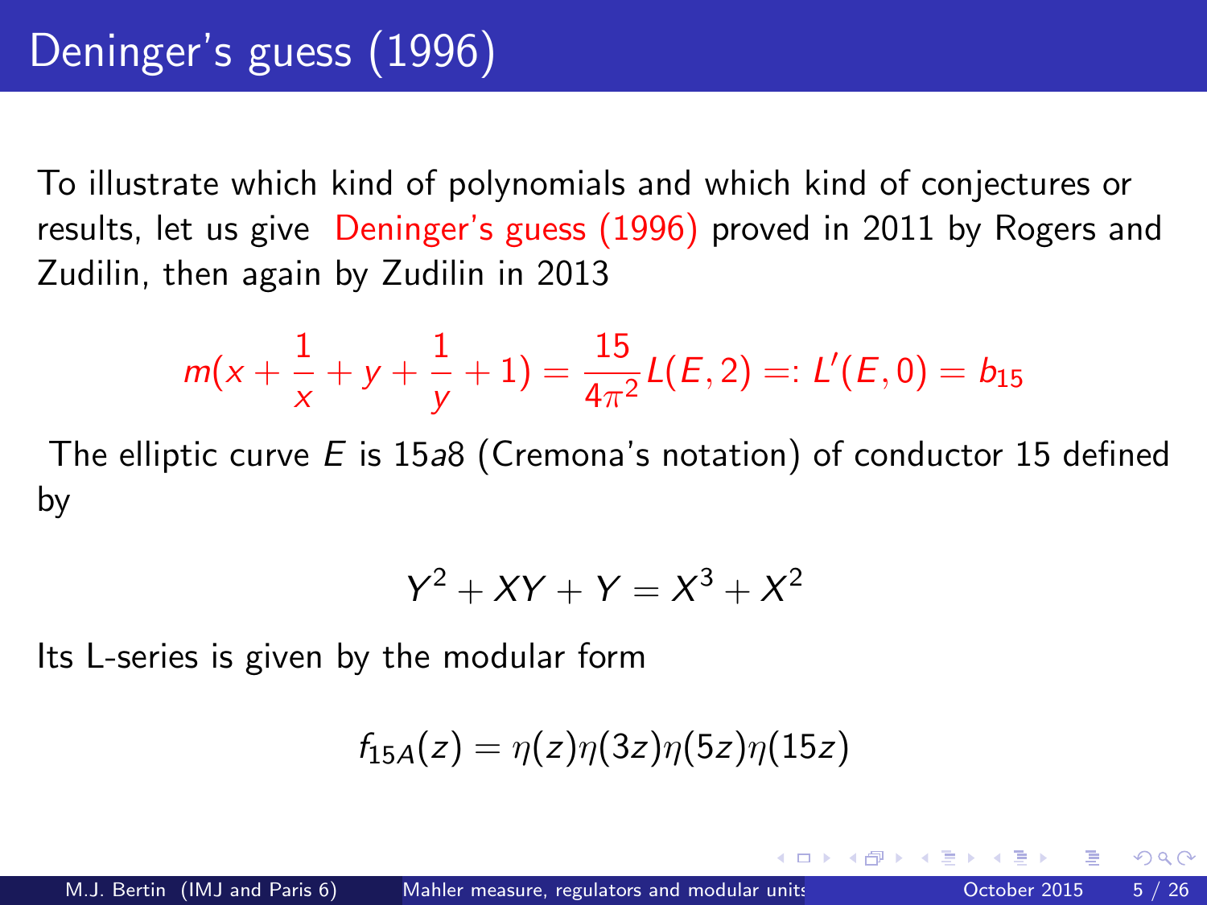# Deninger's guess (1996)

To illustrate which kind of polynomials and which kind of conjectures or results, let us give Deninger's guess (1996) proved in 2011 by Rogers and Zudilin, then again by Zudilin in 2013

$$m(x + \frac{1}{x} + y + \frac{1}{y} + 1) = \frac{15}{4\pi^2} L(E, 2) =: L'(E, 0) = b_{15}$$

The elliptic curve $E$ is $15a8$ (Cremona's notation) of conductor 15 defined by

$$Y^2 + XY + Y = X^3 + X^2$$

Its L-series is given by the modular form

$$f_{15A}(z) = \eta(z)\eta(3z)\eta(5z)\eta(15z)$$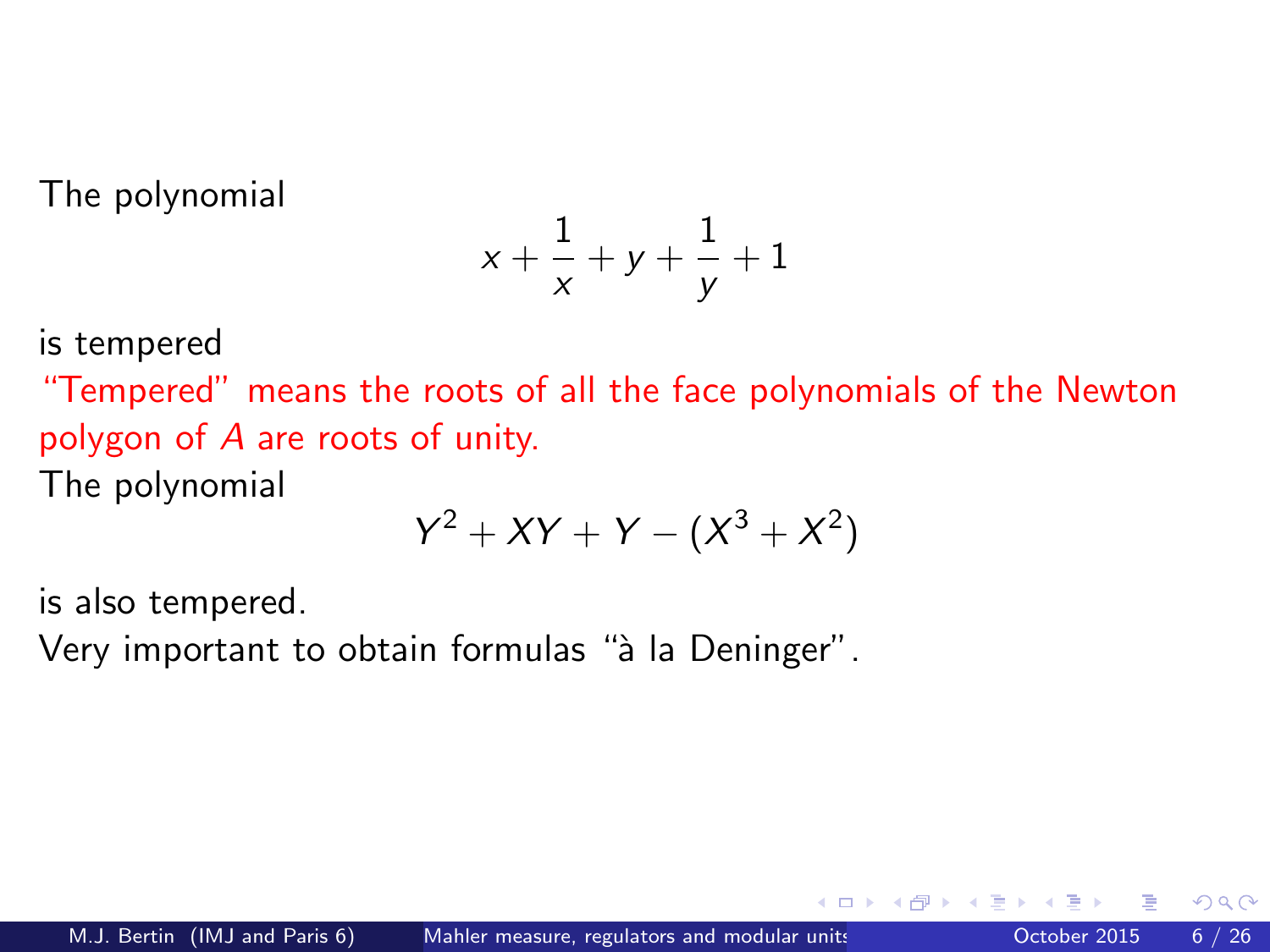The polynomial

$$x + \frac{1}{x} + y + \frac{1}{y} + 1$$

is tempered

"Tempered" means the roots of all the face polynomials of the Newton polygon of $A$ are roots of unity.

The polynomial

$$Y^2 + XY + Y - (X^3 + X^2)$$

is also tempered.

Very important to obtain formulas "à la Deninger".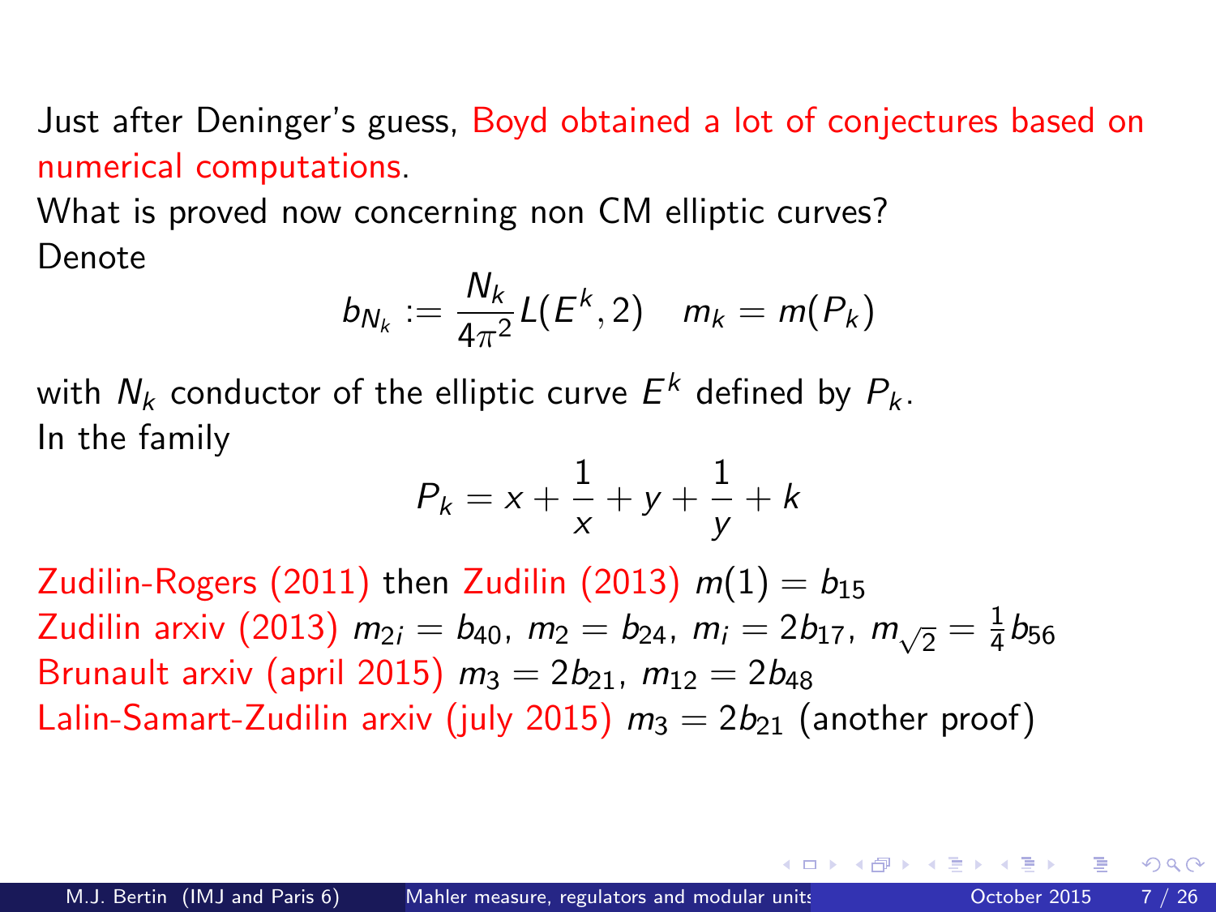Just after Deninger's guess, Boyd obtained a lot of conjectures based on numerical computations.

What is proved now concerning non CM elliptic curves?

Denote

$$b_{N_k} := \frac{N_k}{4\pi^2} L(E^k, 2) \quad m_k = m(P_k)$$

with $N_k$ conductor of the elliptic curve $E^k$ defined by $P_k$.

In the family

$$P_k = x + \frac{1}{x} + y + \frac{1}{y} + k$$

Zudilin-Rogers (2011) then Zudilin (2013) $m(1) = b_{15}$

Zudilin arxiv (2013) $m_{2i} = b_{40}$, $m_2 = b_{24}$, $m_i = 2b_{17}$, $m_{\sqrt{2}} = \frac{1}{4} b_{56}$

Brunault arxiv (april 2015) $m_3 = 2b_{21}$, $m_{12} = 2b_{48}$

Lalin-Samart-Zudilin arxiv (july 2015) $m_3 = 2b_{21}$ (another proof)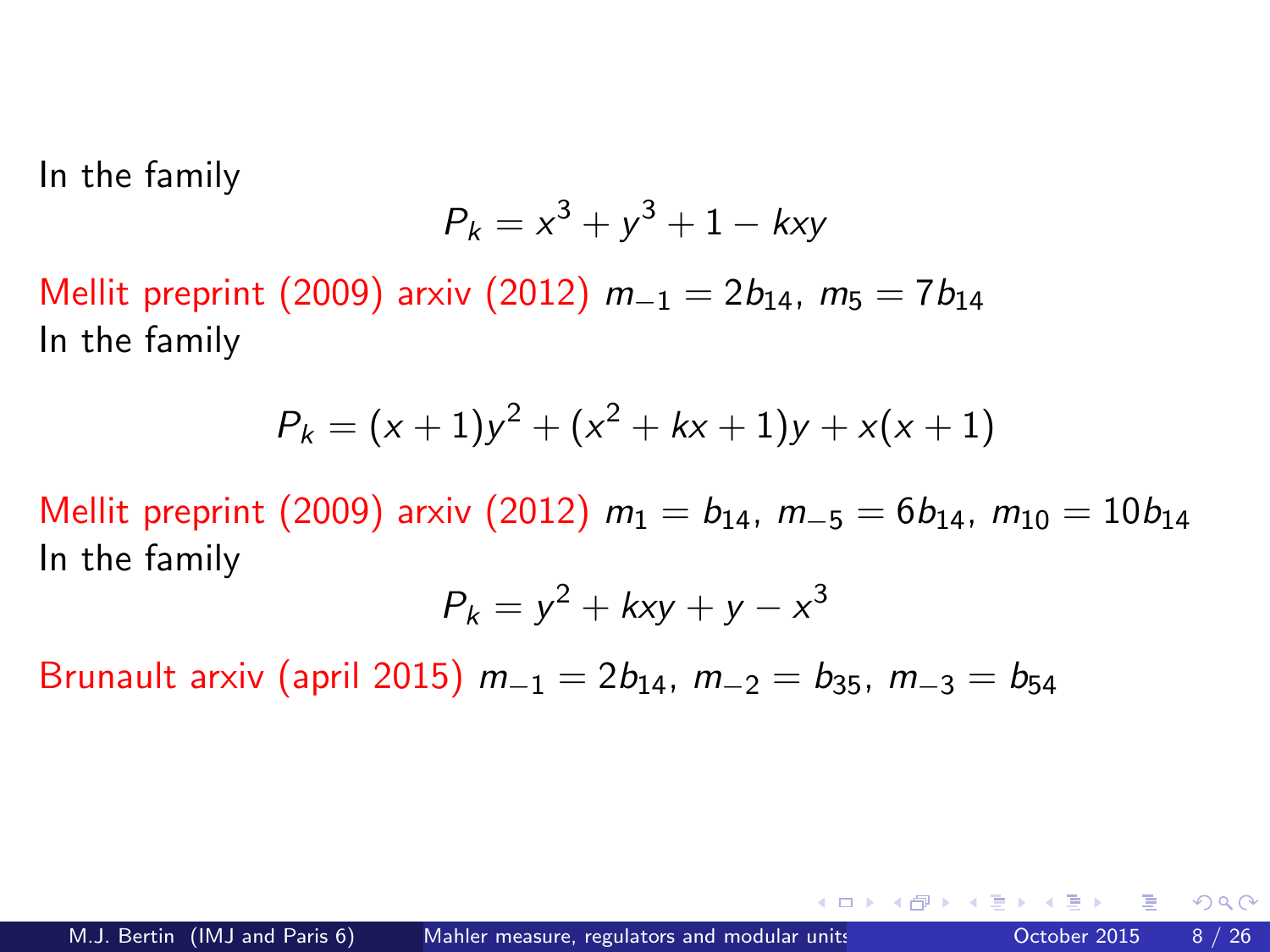In the family

$$P_k = x^3 + y^3 + 1 - kxy$$

Mellit preprint (2009) arxiv (2012) $m_{-1} = 2b_{14}$, $m_5 = 7b_{14}$

In the family

$$P_k = (x+1)y^2 + (x^2 + kx + 1)y + x(x+1)$$

Mellit preprint (2009) arxiv (2012) $m_1 = b_{14}$, $m_{-5} = 6b_{14}$, $m_{10} = 10b_{14}$

In the family

$$P_k = y^2 + kxy + y - x^3$$

Brunault arxiv (april 2015) $m_{-1} = 2b_{14}$, $m_{-2} = b_{35}$, $m_{-3} = b_{54}$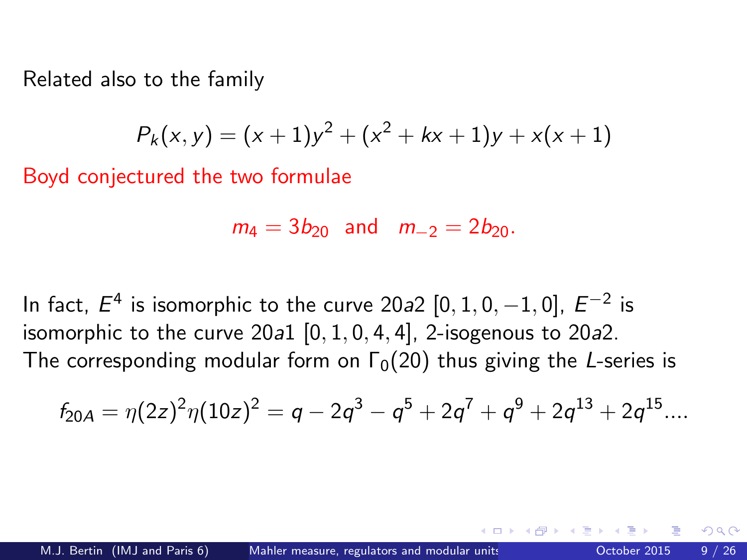Related also to the family

$$P_k(x,y) = (x+1)y^2 + (x^2+kx+1)y + x(x+1)$$

Boyd conjectured the two formulae

$$m_4 = 3b_{20} \quad \text{and} \quad m_{-2} = 2b_{20}.$$

In fact, $E^4$ is isomorphic to the curve $20a2$ $[0,1,0,-1,0]$, $E^{-2}$ is isomorphic to the curve $20a1$ $[0,1,0,4,4]$, 2-isogenous to $20a2$. The corresponding modular form on $\Gamma_0(20)$ thus giving the $L$-series is

$$f_{20A} = \eta(2z)^2\eta(10z)^2 = q - 2q^3 - q^5 + 2q^7 + q^9 + 2q^{13} + 2q^{15}....$$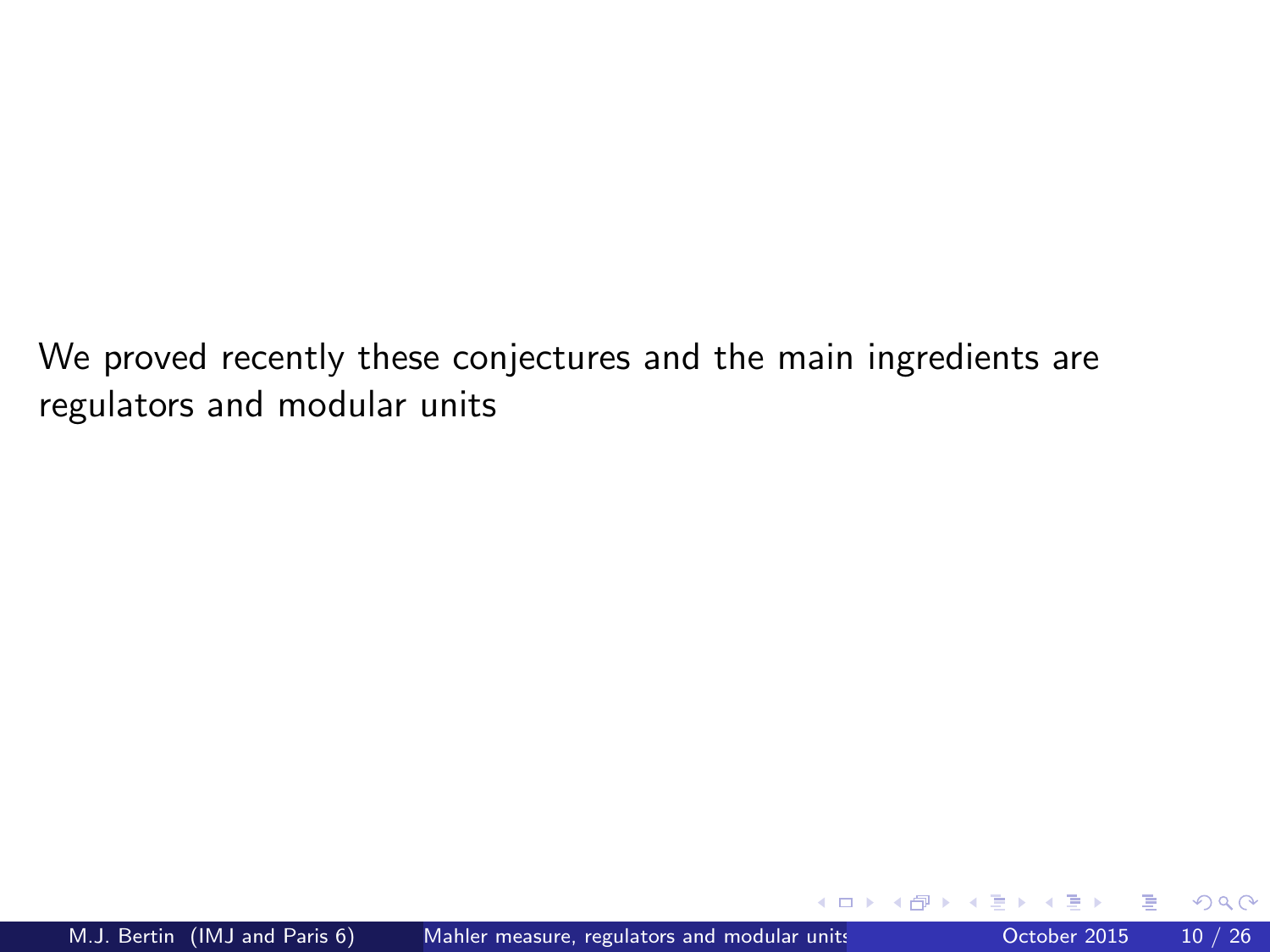We proved recently these conjectures and the main ingredients are regulators and modular units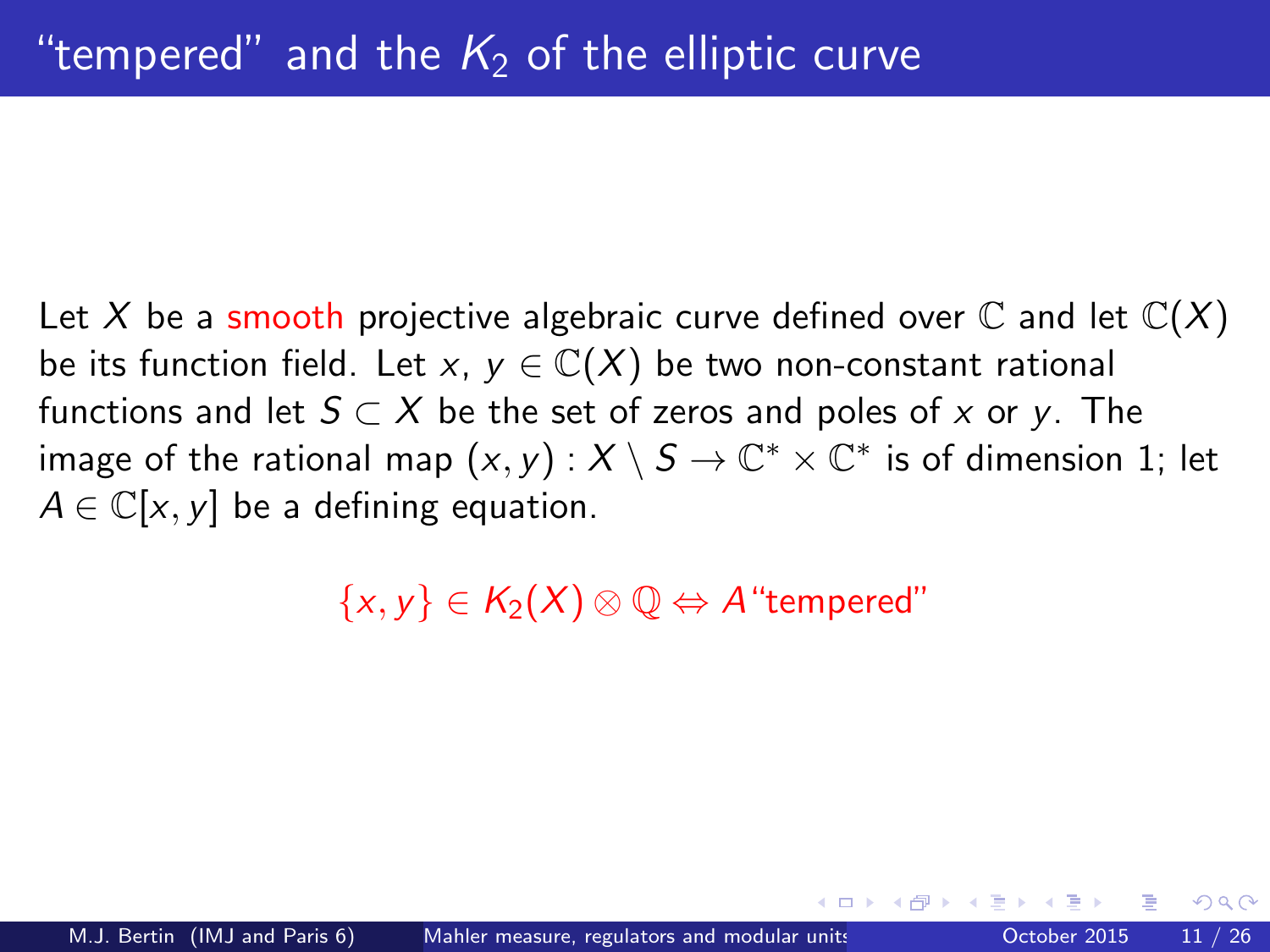# "tempered" and the $K_2$ of the elliptic curve

Let $X$ be a smooth projective algebraic curve defined over $\mathbb{C}$ and let $\mathbb{C}(X)$ be its function field. Let $x$, $y \in \mathbb{C}(X)$ be two non-constant rational functions and let $S \subset X$ be the set of zeros and poles of $x$ or $y$. The image of the rational map $(x, y) : X \setminus S \to \mathbb{C}^* \times \mathbb{C}^*$ is of dimension 1; let $A \in \mathbb{C}[x, y]$ be a defining equation.

$$\{x, y\} \in K_2(X) \otimes \mathbb{Q} \Leftrightarrow A \text{"tempered"}$$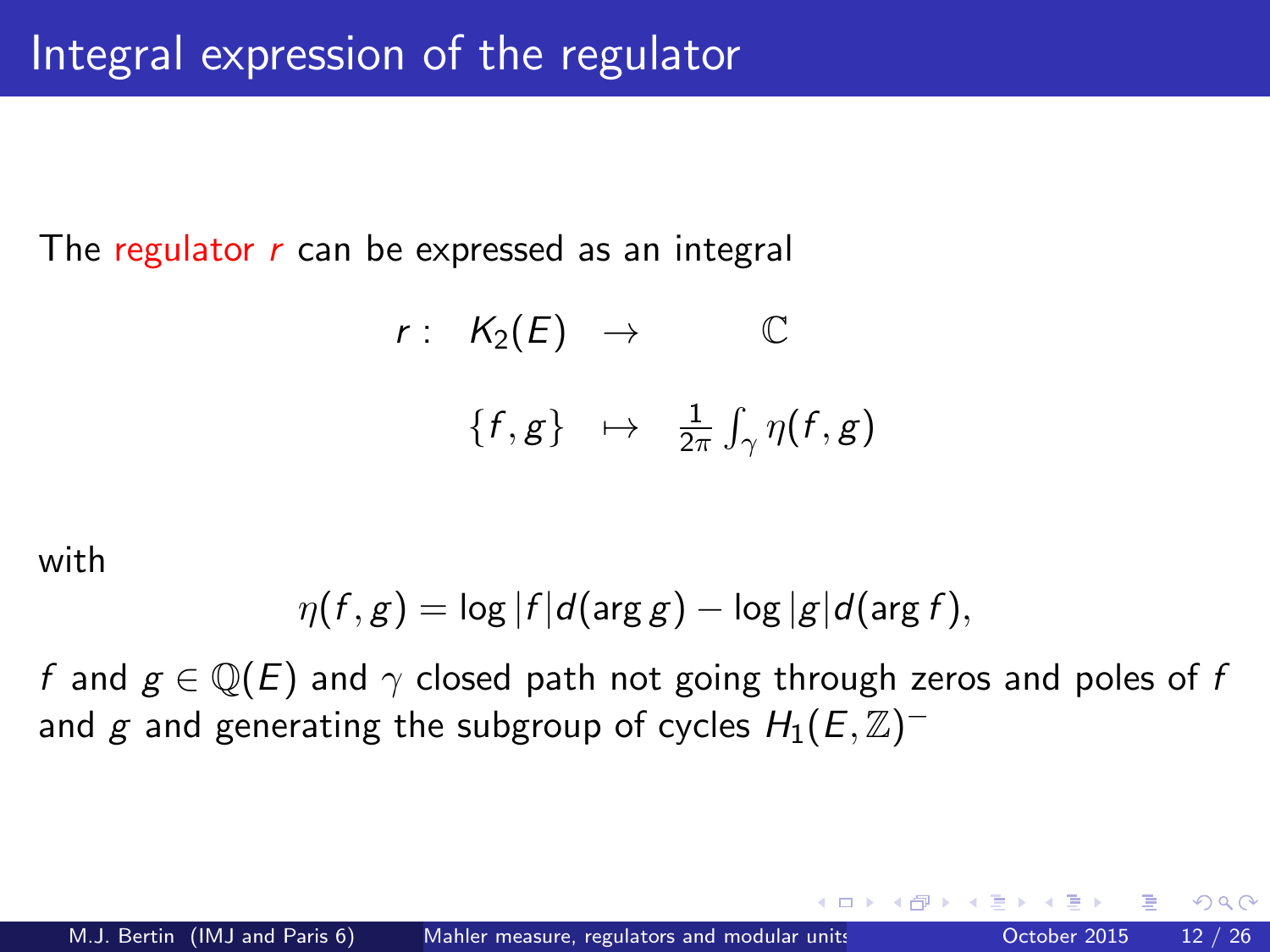# Integral expression of the regulator

The regulator $r$ can be expressed as an integral

$$
\begin{array}{rccc}
r: & K_2(E) & \rightarrow & \mathbb{C} \\
 & \{f,g\} & \mapsto & \frac{1}{2\pi}\int_\gamma \eta(f,g)
\end{array}
$$

with

$$\eta(f,g) = \log|f|d(\arg g) - \log|g|d(\arg f),$$

$f$ and $g \in \mathbb{Q}(E)$ and $\gamma$ closed path not going through zeros and poles of $f$ and $g$ and generating the subgroup of cycles $H_1(E,\mathbb{Z})^-$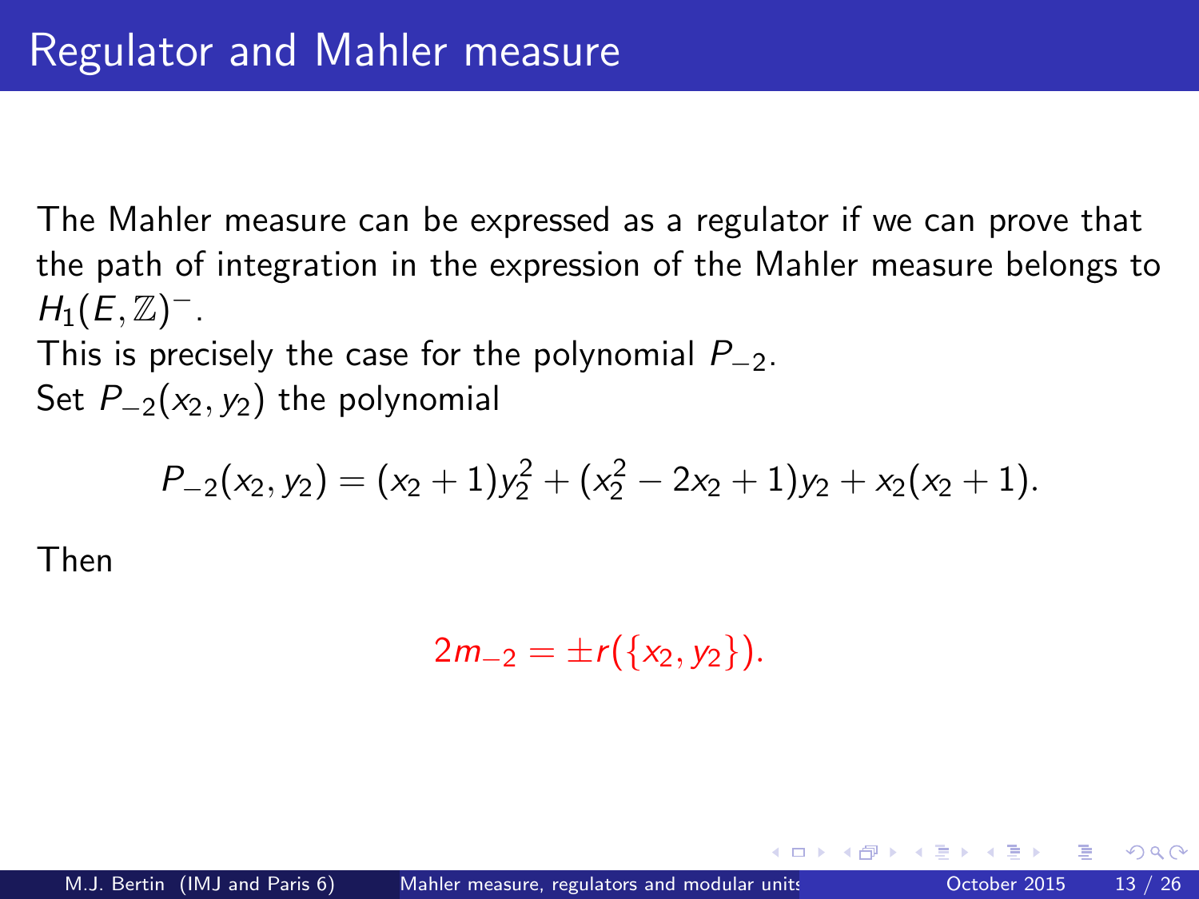# Regulator and Mahler measure

The Mahler measure can be expressed as a regulator if we can prove that the path of integration in the expression of the Mahler measure belongs to $H_1(E, \mathbb{Z})^-$.

This is precisely the case for the polynomial $P_{-2}$.

Set $P_{-2}(x_2, y_2)$ the polynomial

$$P_{-2}(x_2, y_2) = (x_2 + 1)y_2^2 + (x_2^2 - 2x_2 + 1)y_2 + x_2(x_2 + 1).$$

Then

$$2m_{-2} = \pm r(\{x_2, y_2\}).$$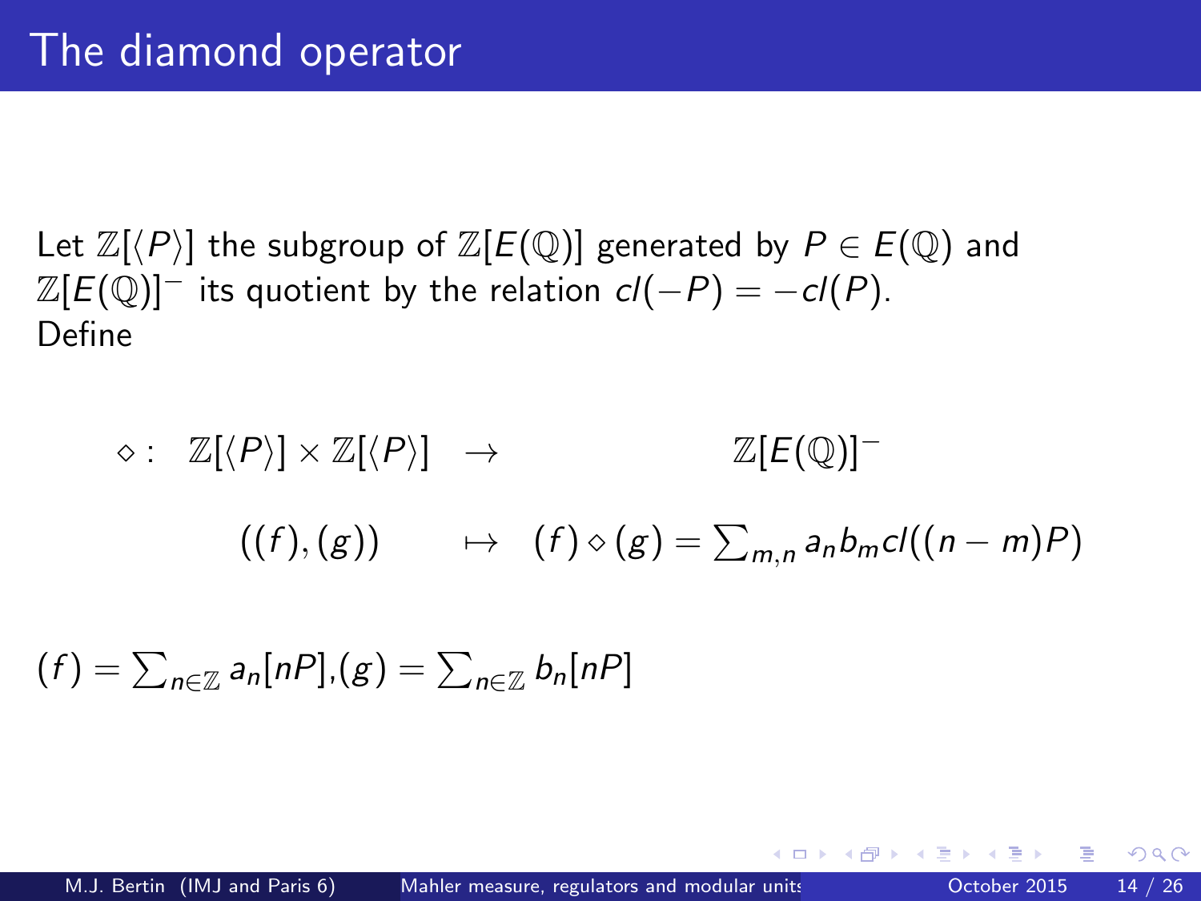# The diamond operator

Let $\mathbb{Z}[\langle P \rangle]$ the subgroup of $\mathbb{Z}[E(\mathbb{Q})]$ generated by $P \in E(\mathbb{Q})$ and $\mathbb{Z}[E(\mathbb{Q})]^-$ its quotient by the relation $cl(-P) = -cl(P)$.
Define

$$
\begin{array}{rccc}
\diamond : & \mathbb{Z}[\langle P \rangle] \times \mathbb{Z}[\langle P \rangle] & \rightarrow & \mathbb{Z}[E(\mathbb{Q})]^- \\
 & ((f),(g)) & \mapsto & (f) \diamond (g) = \sum_{m,n} a_n b_m cl((n-m)P)
\end{array}
$$

$(f) = \sum_{n \in \mathbb{Z}} a_n [nP]$, $(g) = \sum_{n \in \mathbb{Z}} b_n [nP]$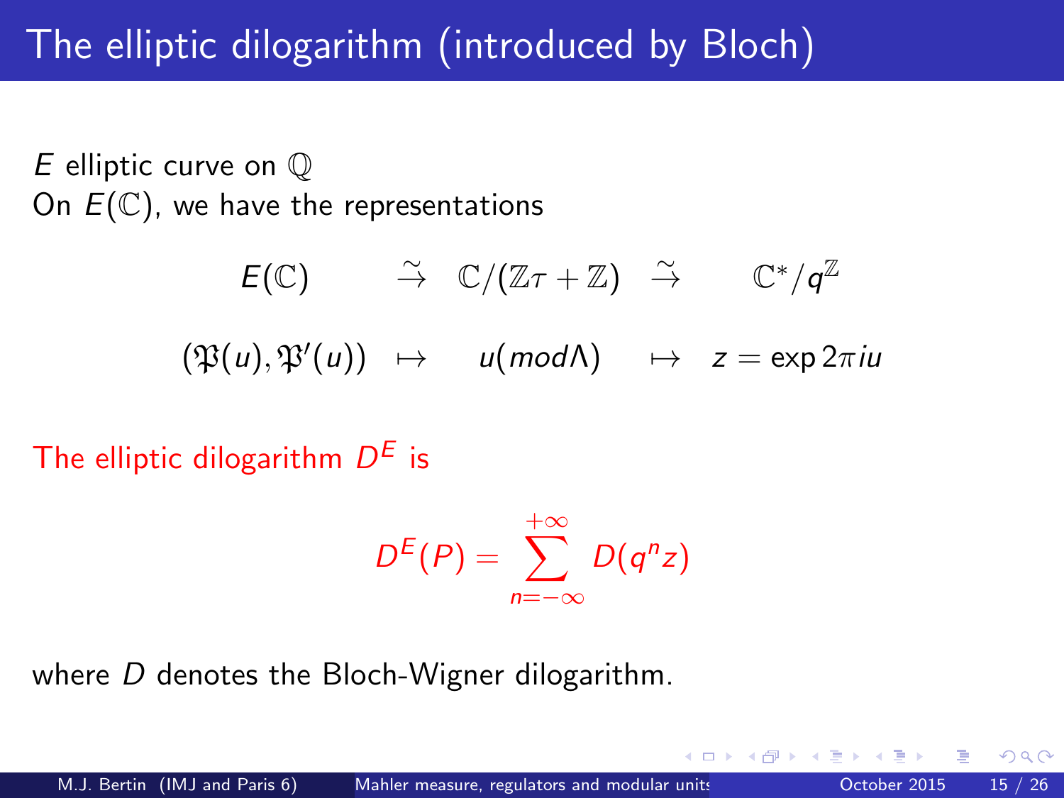# The elliptic dilogarithm (introduced by Bloch)

$E$ elliptic curve on $\mathbb{Q}$
On $E(\mathbb{C})$, we have the representations

$$
\begin{array}{ccccc}
E(\mathbb{C}) & \overset{\sim}{\to} & \mathbb{C}/(\mathbb{Z}\tau + \mathbb{Z}) & \overset{\sim}{\to} & \mathbb{C}^*/q^{\mathbb{Z}} \\
(\mathfrak{P}(u), \mathfrak{P}'(u)) & \mapsto & u (mod \Lambda) & \mapsto & z = \exp 2\pi i u
\end{array}
$$

The elliptic dilogarithm $D^E$ is

$$D^E(P) = \sum_{n=-\infty}^{+\infty} D(q^n z)$$

where $D$ denotes the Bloch-Wigner dilogarithm.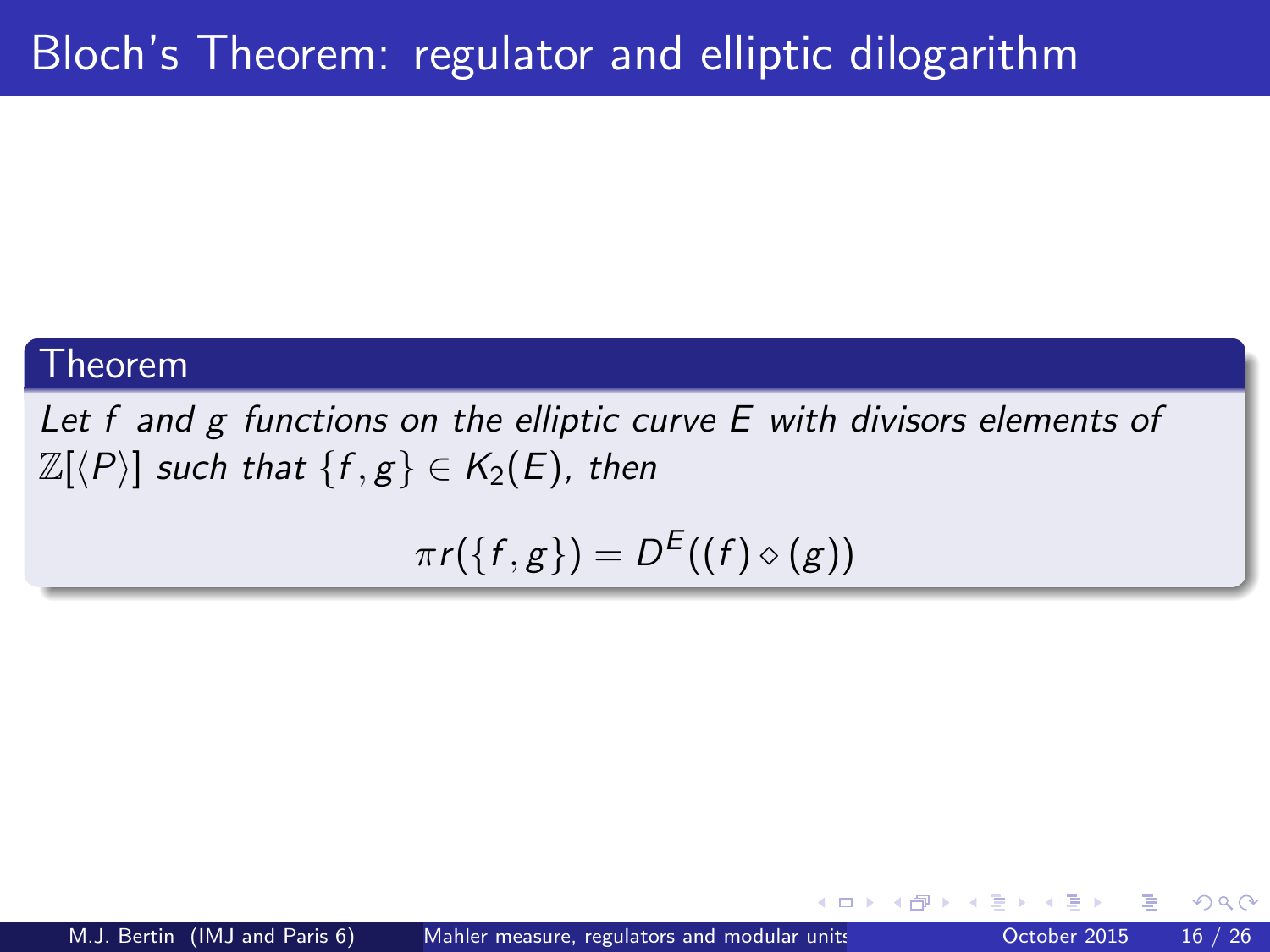# Bloch's Theorem: regulator and elliptic dilogarithm

**Theorem**

*Let $f$ and $g$ functions on the elliptic curve $E$ with divisors elements of $\mathbb{Z}[\langle P \rangle]$ such that $\{f,g\} \in K_2(E)$, then*

$$\pi r(\{f,g\}) = D^E((f) \diamond (g))$$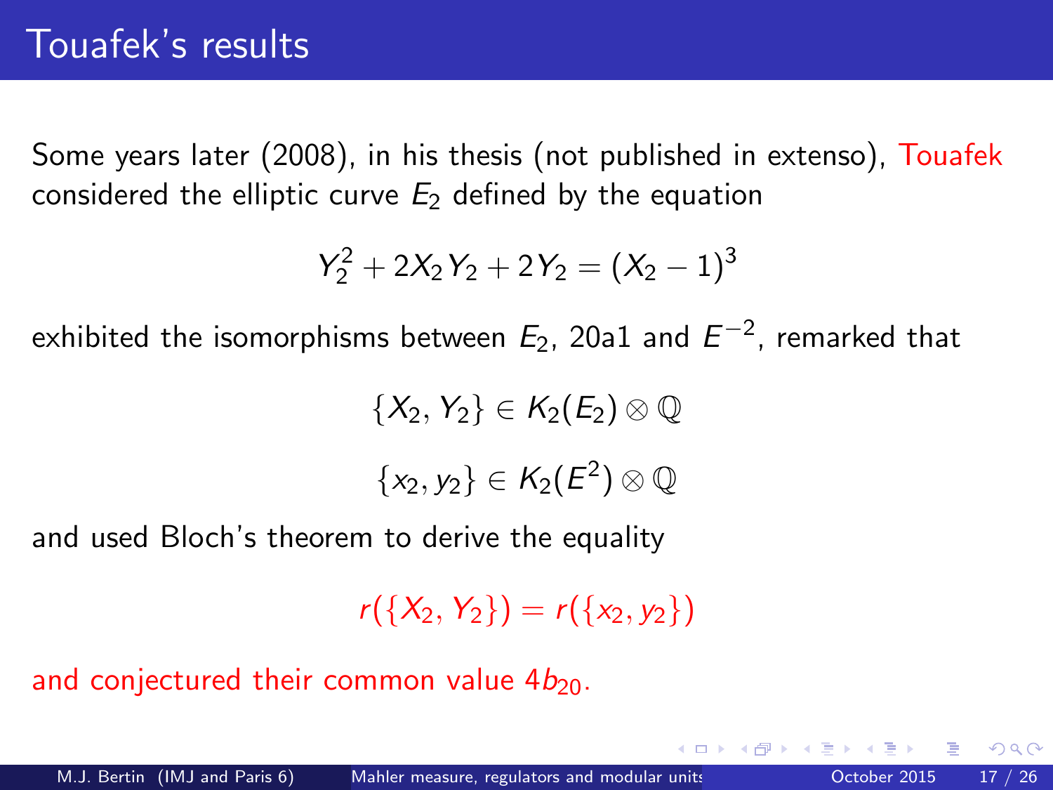# Touafek's results

Some years later (2008), in his thesis (not published in extenso), Touafek considered the elliptic curve $E_2$ defined by the equation

$$Y_2^2 + 2X_2Y_2 + 2Y_2 = (X_2 - 1)^3$$

exhibited the isomorphisms between $E_2$, 20a1 and $E^{-2}$, remarked that

$$\{X_2, Y_2\} \in K_2(E_2) \otimes \mathbb{Q}$$

$$\{x_2, y_2\} \in K_2(E^2) \otimes \mathbb{Q}$$

and used Bloch's theorem to derive the equality

$$r(\{X_2, Y_2\}) = r(\{x_2, y_2\})$$

and conjectured their common value $4b_{20}$.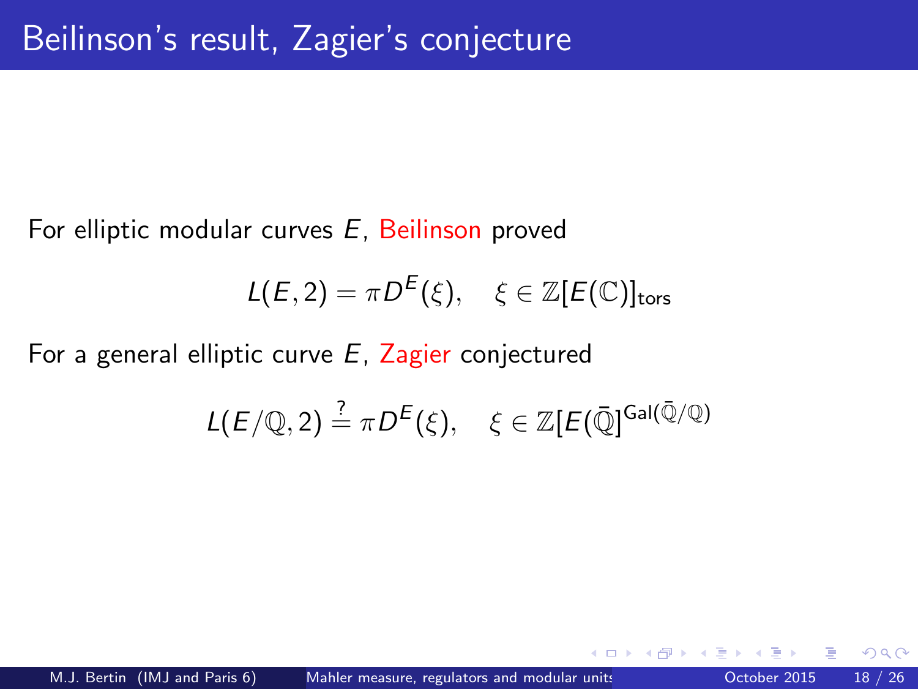# Beilinson's result, Zagier's conjecture

For elliptic modular curves $E$, Beilinson proved

$$L(E,2) = \pi D^{E}(\xi), \quad \xi \in \mathbb{Z}[E(\mathbb{C})]_{\text{tors}}$$

For a general elliptic curve $E$, Zagier conjectured

$$L(E/\mathbb{Q},2) \stackrel{?}{=} \pi D^{E}(\xi), \quad \xi \in \mathbb{Z}[E(\bar{\mathbb{Q}})]^{\mathrm{Gal}(\bar{\mathbb{Q}}/\mathbb{Q})}$$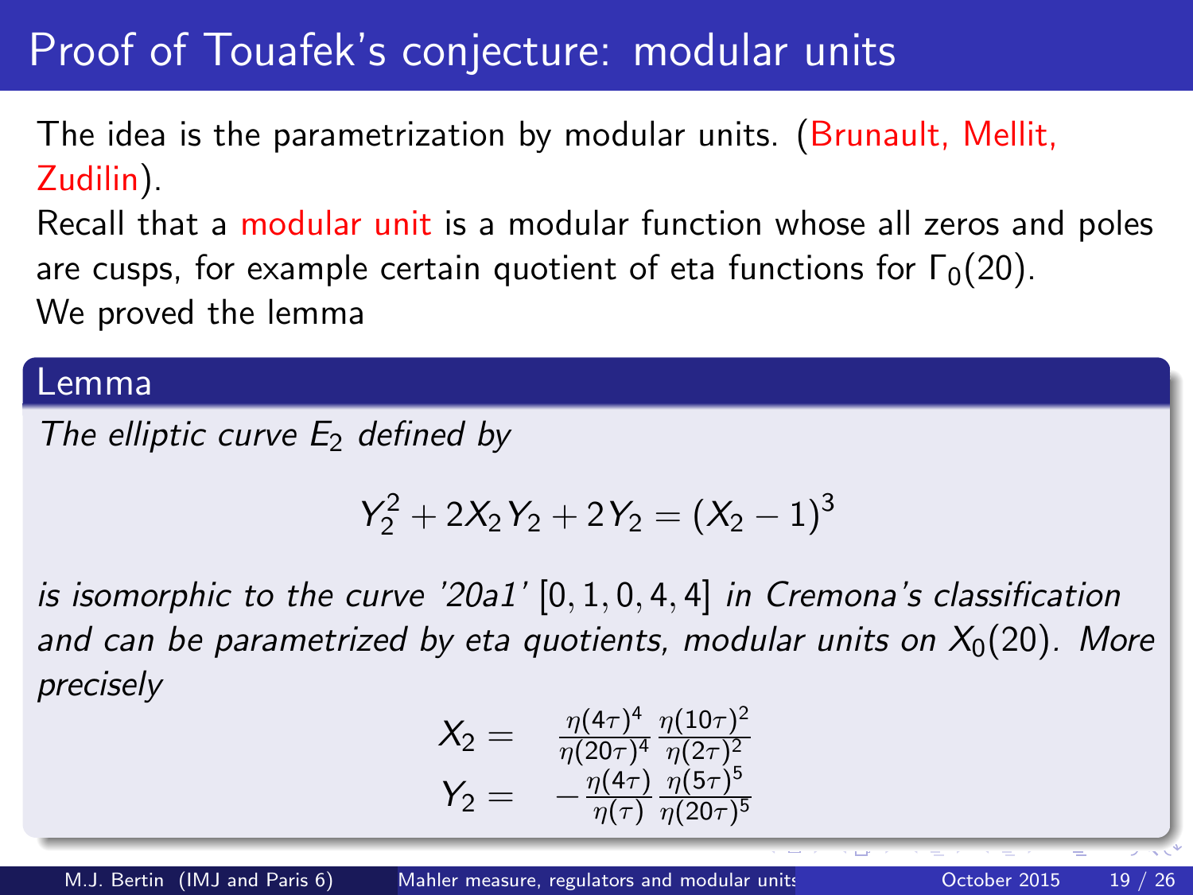# Proof of Touafek's conjecture: modular units

The idea is the parametrization by modular units. (Brunault, Mellit, Zudilin).

Recall that a modular unit is a modular function whose all zeros and poles are cusps, for example certain quotient of eta functions for $\Gamma_0(20)$.

We proved the lemma

## Lemma

*The elliptic curve $E_2$ defined by*

$$Y_2^2 + 2X_2Y_2 + 2Y_2 = (X_2 - 1)^3$$

*is isomorphic to the curve '20a1'* $[0, 1, 0, 4, 4]$ *in Cremona's classification and can be parametrized by eta quotients, modular units on $X_0(20)$. More precisely*

$$X_2 = \frac{\eta(4\tau)^4}{\eta(20\tau)^4}\frac{\eta(10\tau)^2}{\eta(2\tau)^2}$$

$$Y_2 = -\frac{\eta(4\tau)}{\eta(\tau)}\frac{\eta(5\tau)^5}{\eta(20\tau)^5}$$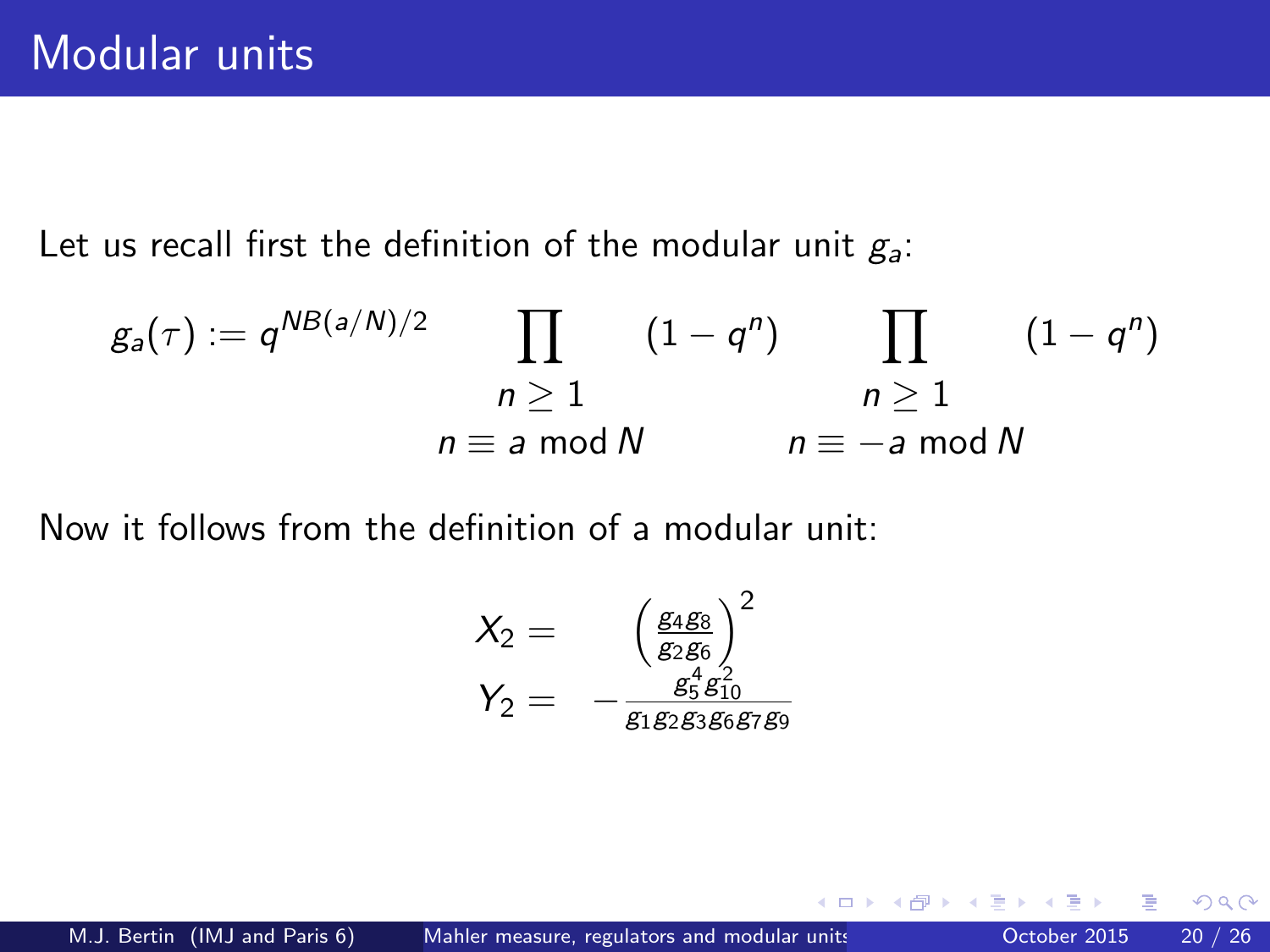# Modular units

Let us recall first the definition of the modular unit $g_a$:

$$g_a(\tau) := q^{NB(a/N)/2} \prod_{\substack{n \geq 1 \\ n \equiv a \bmod N}} (1 - q^n) \prod_{\substack{n \geq 1 \\ n \equiv -a \bmod N}} (1 - q^n)$$

Now it follows from the definition of a modular unit:

$$X_2 = \left(\frac{g_4 g_8}{g_2 g_6}\right)^2$$

$$Y_2 = -\frac{g_5^4 g_{10}^2}{g_1 g_2 g_3 g_6 g_7 g_9}$$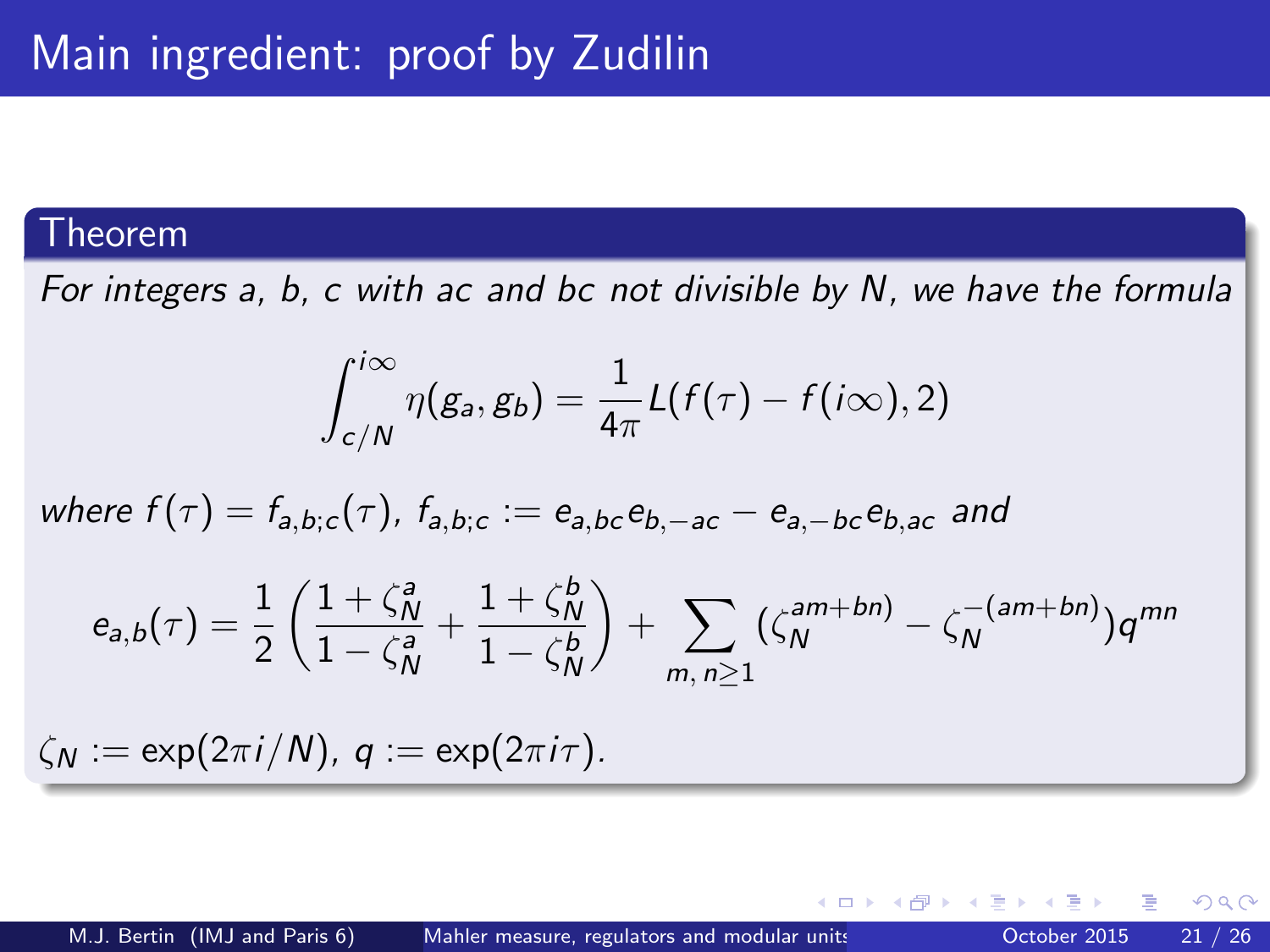# Main ingredient: proof by Zudilin

## Theorem

*For integers $a$, $b$, $c$ with $ac$ and $bc$ not divisible by $N$, we have the formula*

$$\int_{c/N}^{i\infty} \eta(g_a, g_b) = \frac{1}{4\pi} L(f(\tau) - f(i\infty), 2)$$

*where $f(\tau) = f_{a,b;c}(\tau)$, $f_{a,b;c} := e_{a,bc}e_{b,-ac} - e_{a,-bc}e_{b,ac}$ and*

$$e_{a,b}(\tau) = \frac{1}{2}\left(\frac{1+\zeta_N^a}{1-\zeta_N^a} + \frac{1+\zeta_N^b}{1-\zeta_N^b}\right) + \sum_{m,\, n\geq 1} (\zeta_N^{am+bn} - \zeta_N^{-(am+bn)})q^{mn}$$

*$\zeta_N := \exp(2\pi i/N)$, $q := \exp(2\pi i\tau)$.*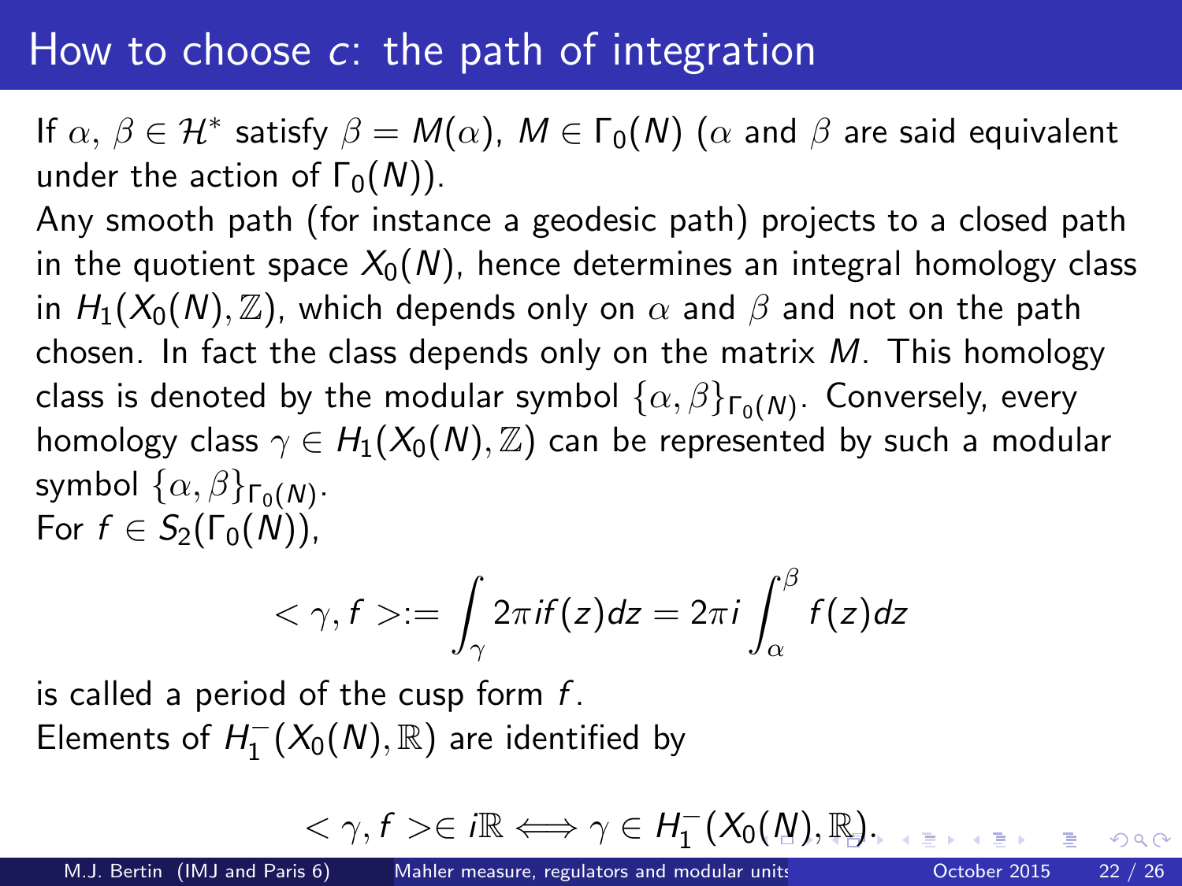# How to choose $c$: the path of integration

If $\alpha$, $\beta \in \mathcal{H}^*$ satisfy $\beta = M(\alpha)$, $M \in \Gamma_0(N)$ ($\alpha$ and $\beta$ are said equivalent under the action of $\Gamma_0(N)$).

Any smooth path (for instance a geodesic path) projects to a closed path in the quotient space $X_0(N)$, hence determines an integral homology class in $H_1(X_0(N), \mathbb{Z})$, which depends only on $\alpha$ and $\beta$ and not on the path chosen. In fact the class depends only on the matrix $M$. This homology class is denoted by the modular symbol $\{\alpha, \beta\}_{\Gamma_0(N)}$. Conversely, every homology class $\gamma \in H_1(X_0(N), \mathbb{Z})$ can be represented by such a modular symbol $\{\alpha, \beta\}_{\Gamma_0(N)}$.

For $f \in S_2(\Gamma_0(N))$,

$$< \gamma, f > := \int_\gamma 2\pi i f(z) dz = 2\pi i \int_\alpha^\beta f(z) dz$$

is called a period of the cusp form $f$.

Elements of $H_1^-(X_0(N), \mathbb{R})$ are identified by

$$< \gamma, f > \in i\mathbb{R} \Longleftrightarrow \gamma \in H_1^-(X_0(N), \mathbb{R}).$$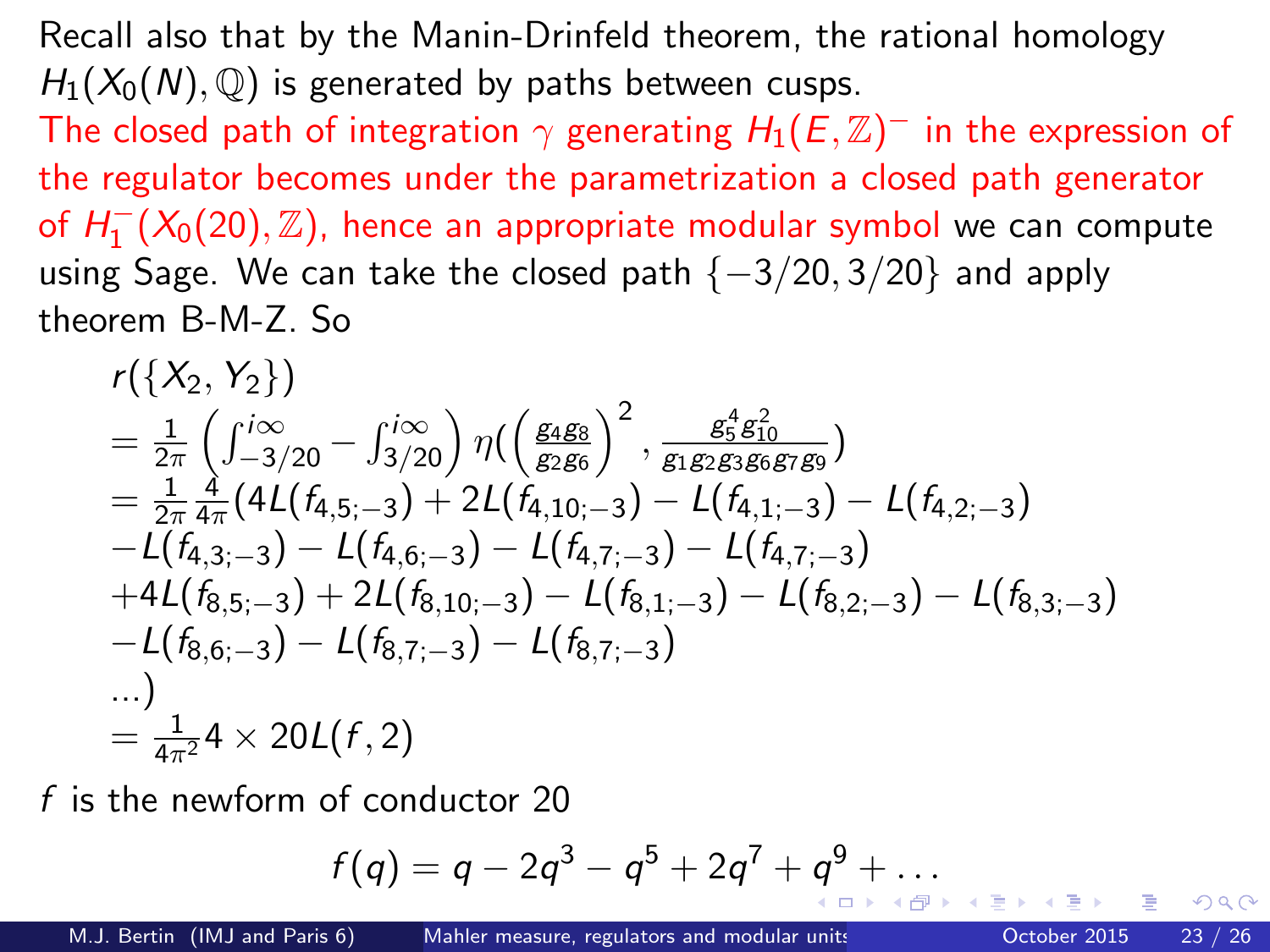Recall also that by the Manin-Drinfeld theorem, the rational homology $H_1(X_0(N), \mathbb{Q})$ is generated by paths between cusps.
The closed path of integration $\gamma$ generating $H_1(E, \mathbb{Z})^-$ in the expression of the regulator becomes under the parametrization a closed path generator of $H_1^-(X_0(20), \mathbb{Z})$, hence an appropriate modular symbol we can compute using Sage. We can take the closed path $\{-3/20, 3/20\}$ and apply theorem B-M-Z. So

$$
\begin{aligned}
& r(\{X_2, Y_2\}) \\
&= \frac{1}{2\pi}\left(\int_{-3/20}^{i\infty} - \int_{3/20}^{i\infty}\right)\eta\left(\left(\frac{g_4 g_8}{g_2 g_6}\right)^2, \frac{g_5^4 g_{10}^2}{g_1 g_2 g_3 g_6 g_7 g_9}\right) \\
&= \frac{1}{2\pi}\frac{4}{4\pi}(4L(f_{4,5;-3}) + 2L(f_{4,10;-3}) - L(f_{4,1;-3}) - L(f_{4,2;-3}) \\
&- L(f_{4,3;-3}) - L(f_{4,6;-3}) - L(f_{4,7;-3}) - L(f_{4,7;-3}) \\
&+ 4L(f_{8,5;-3}) + 2L(f_{8,10;-3}) - L(f_{8,1;-3}) - L(f_{8,2;-3}) - L(f_{8,3;-3}) \\
&- L(f_{8,6;-3}) - L(f_{8,7;-3}) - L(f_{8,7;-3}) \\
&...) \\
&= \frac{1}{4\pi^2} 4 \times 20 L(f, 2)
\end{aligned}
$$

$f$ is the newform of conductor 20

$$f(q) = q - 2q^3 - q^5 + 2q^7 + q^9 + \dots$$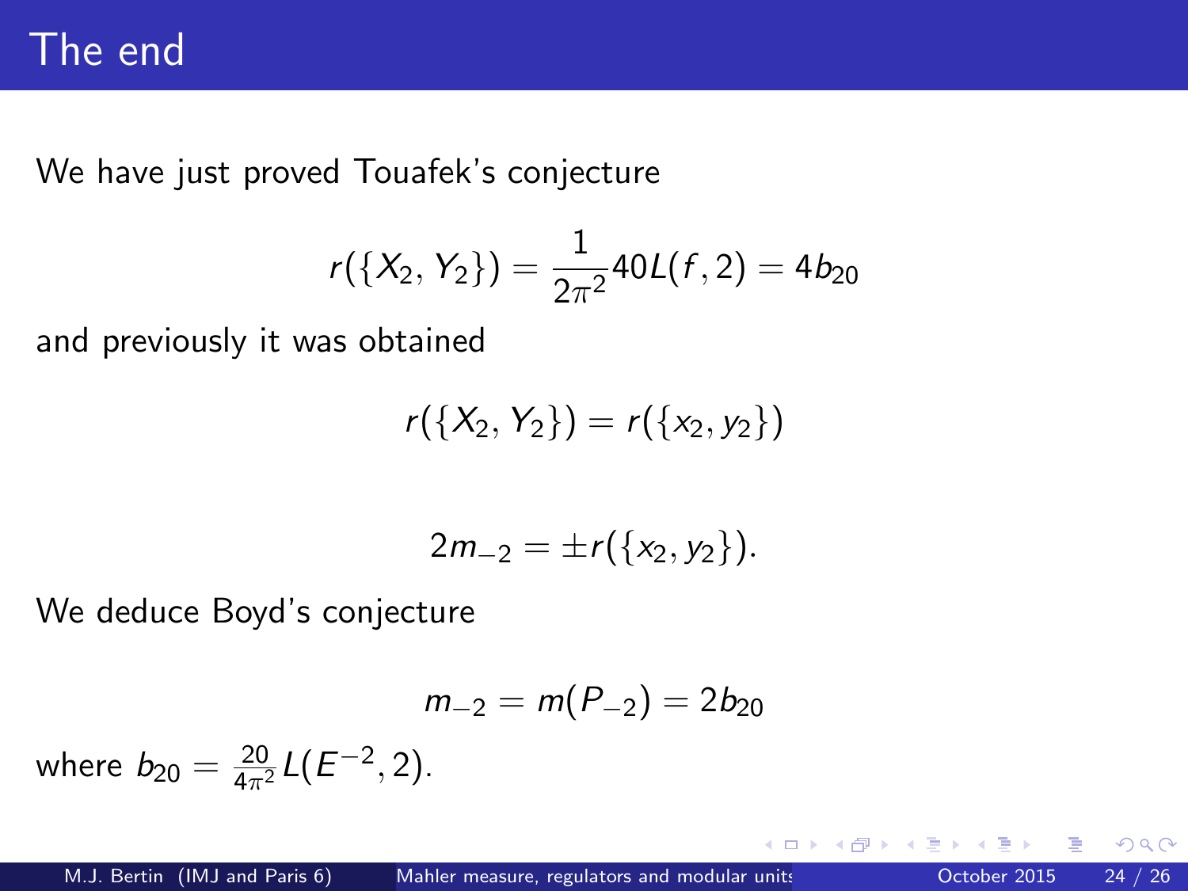# The end

We have just proved Touafek's conjecture

$$r(\{X_2, Y_2\}) = \frac{1}{2\pi^2} 40 L(f, 2) = 4b_{20}$$

and previously it was obtained

$$r(\{X_2, Y_2\}) = r(\{x_2, y_2\})$$

$$2m_{-2} = \pm r(\{x_2, y_2\}).$$

We deduce Boyd's conjecture

$$m_{-2} = m(P_{-2}) = 2b_{20}$$

where $b_{20} = \frac{20}{4\pi^2} L(E^{-2}, 2)$.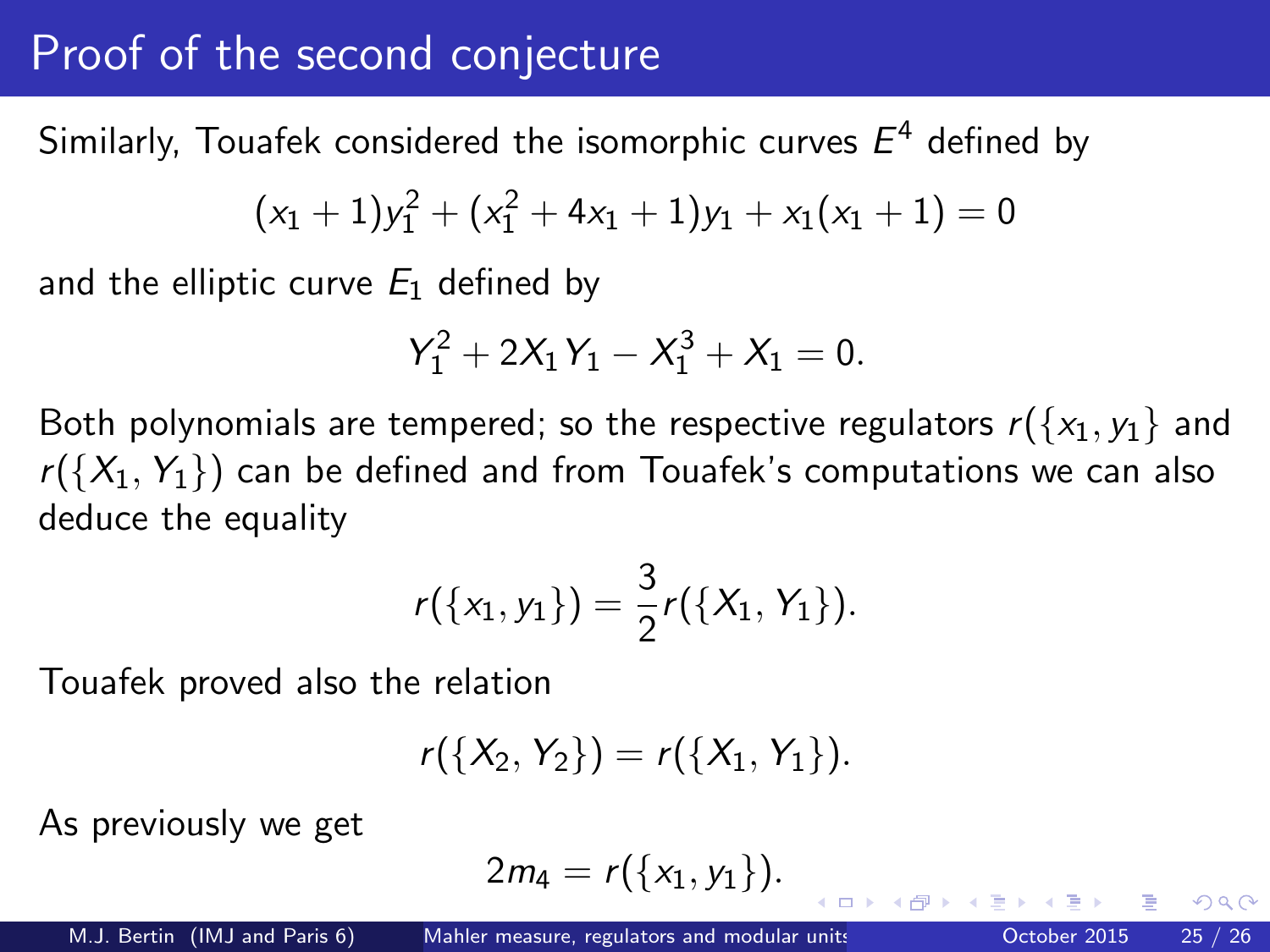# Proof of the second conjecture

Similarly, Touafek considered the isomorphic curves $E^4$ defined by

$$(x_1+1)y_1^2+(x_1^2+4x_1+1)y_1+x_1(x_1+1)=0$$

and the elliptic curve $E_1$ defined by

$$Y_1^2+2X_1Y_1-X_1^3+X_1=0.$$

Both polynomials are tempered; so the respective regulators $r(\{x_1, y_1\}$ and $r(\{X_1, Y_1\})$ can be defined and from Touafek's computations we can also deduce the equality

$$r(\{x_1,y_1\})=\frac{3}{2}r(\{X_1,Y_1\}).$$

Touafek proved also the relation

$$r(\{X_2,Y_2\})=r(\{X_1,Y_1\}).$$

As previously we get

$$2m_4=r(\{x_1,y_1\}).$$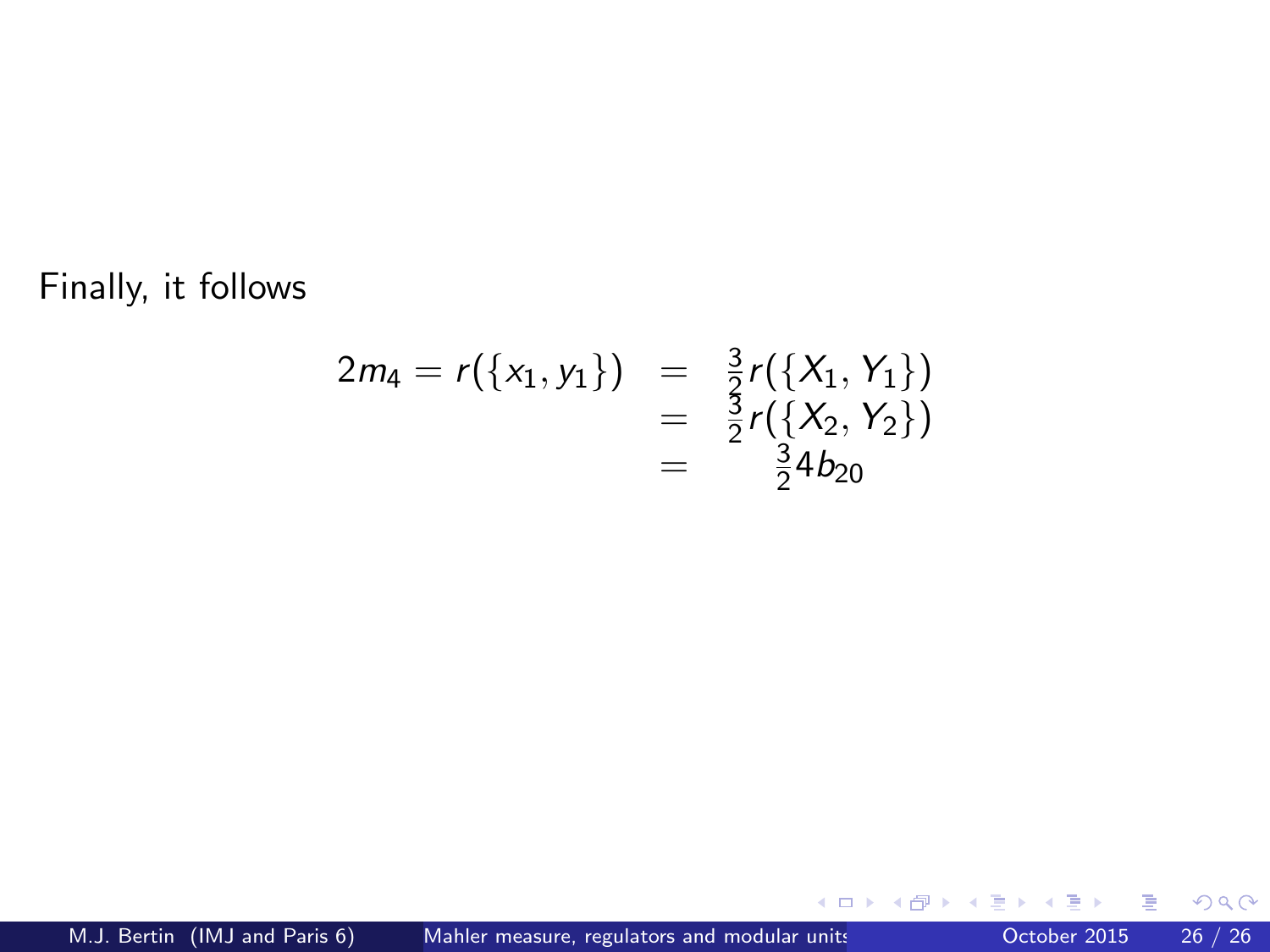Finally, it follows

$$
\begin{aligned}
2m_4 = r(\{x_1, y_1\}) &= \tfrac{3}{2} r(\{X_1, Y_1\}) \\
&= \tfrac{3}{2} r(\{X_2, Y_2\}) \\
&= \tfrac{3}{2} 4 b_{20}
\end{aligned}
$$